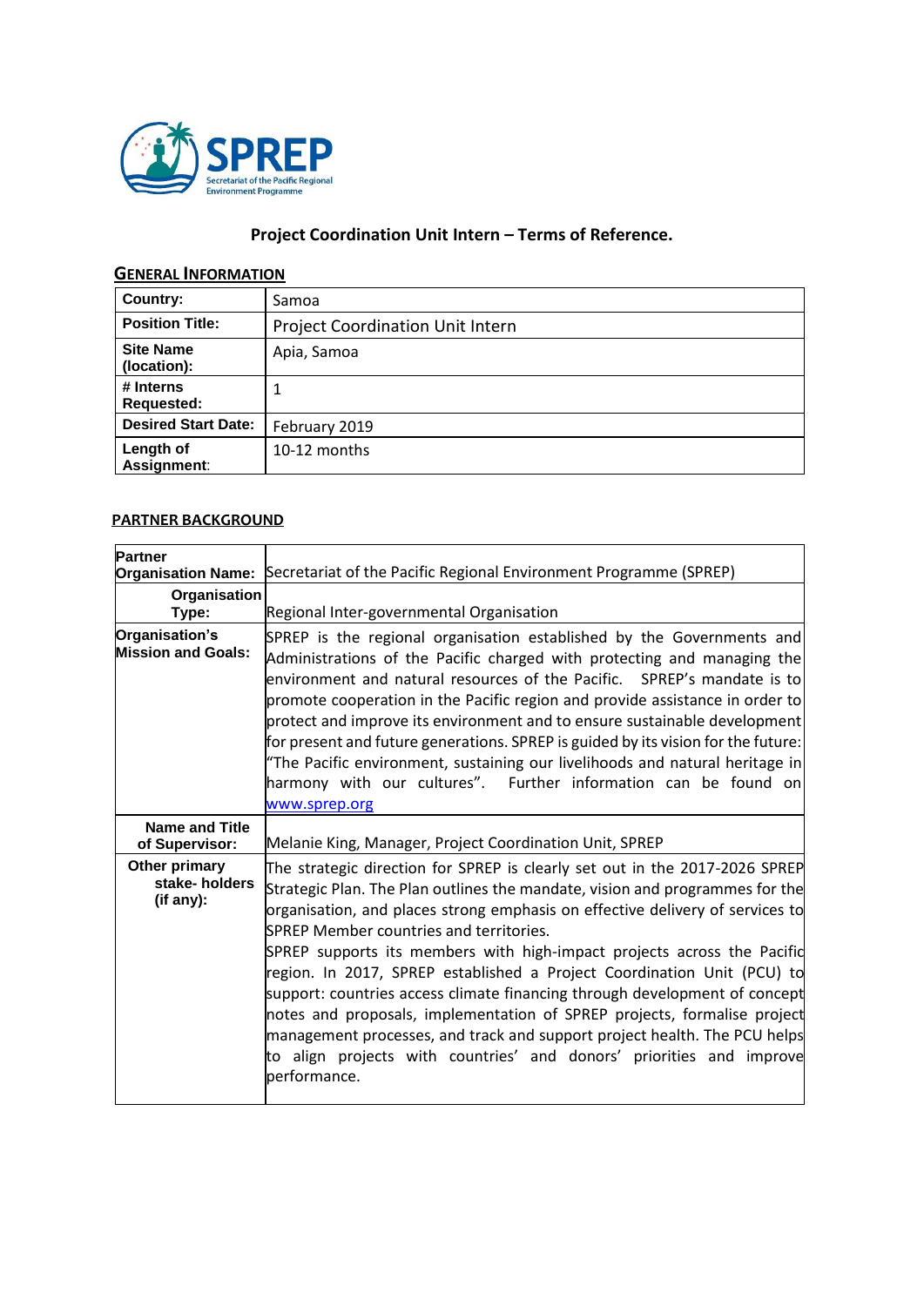SPREP
Secretariat of the Pacific Regional Environment Programme

# Project Coordination Unit Intern – Terms of Reference.

## GENERAL INFORMATION

| | |
|---|---|
| **Country:** | Samoa |
| **Position Title:** | Project Coordination Unit Intern |
| **Site Name (location):** | Apia, Samoa |
| **# Interns Requested:** | 1 |
| **Desired Start Date:** | February 2019 |
| **Length of Assignment:** | 10-12 months |

## PARTNER BACKGROUND

| | |
|---|---|
| **Partner Organisation Name:** | Secretariat of the Pacific Regional Environment Programme (SPREP) |
| **Organisation Type:** | Regional Inter-governmental Organisation |
| **Organisation's Mission and Goals:** | SPREP is the regional organisation established by the Governments and Administrations of the Pacific charged with protecting and managing the environment and natural resources of the Pacific. SPREP's mandate is to promote cooperation in the Pacific region and provide assistance in order to protect and improve its environment and to ensure sustainable development for present and future generations. SPREP is guided by its vision for the future: "The Pacific environment, sustaining our livelihoods and natural heritage in harmony with our cultures". Further information can be found on www.sprep.org |
| **Name and Title of Supervisor:** | Melanie King, Manager, Project Coordination Unit, SPREP |
| **Other primary stake- holders (if any):** | The strategic direction for SPREP is clearly set out in the 2017-2026 SPREP Strategic Plan. The Plan outlines the mandate, vision and programmes for the organisation, and places strong emphasis on effective delivery of services to SPREP Member countries and territories.<br>SPREP supports its members with high-impact projects across the Pacific region. In 2017, SPREP established a Project Coordination Unit (PCU) to support: countries access climate financing through development of concept notes and proposals, implementation of SPREP projects, formalise project management processes, and track and support project health. The PCU helps to align projects with countries' and donors' priorities and improve performance. |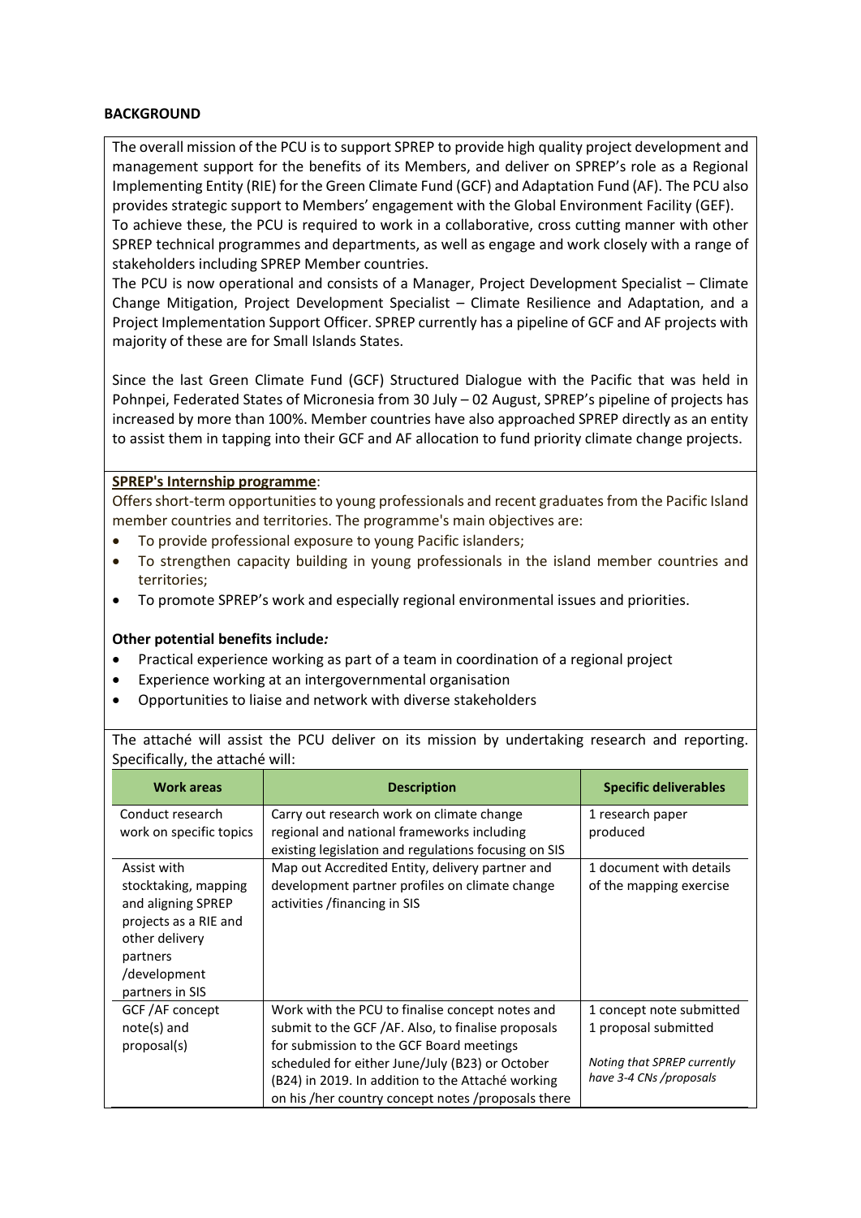**BACKGROUND**

The overall mission of the PCU is to support SPREP to provide high quality project development and management support for the benefits of its Members, and deliver on SPREP's role as a Regional Implementing Entity (RIE) for the Green Climate Fund (GCF) and Adaptation Fund (AF). The PCU also provides strategic support to Members' engagement with the Global Environment Facility (GEF).
To achieve these, the PCU is required to work in a collaborative, cross cutting manner with other SPREP technical programmes and departments, as well as engage and work closely with a range of stakeholders including SPREP Member countries.
The PCU is now operational and consists of a Manager, Project Development Specialist – Climate Change Mitigation, Project Development Specialist – Climate Resilience and Adaptation, and a Project Implementation Support Officer. SPREP currently has a pipeline of GCF and AF projects with majority of these are for Small Islands States.

Since the last Green Climate Fund (GCF) Structured Dialogue with the Pacific that was held in Pohnpei, Federated States of Micronesia from 30 July – 02 August, SPREP's pipeline of projects has increased by more than 100%. Member countries have also approached SPREP directly as an entity to assist them in tapping into their GCF and AF allocation to fund priority climate change projects.

**SPREP's Internship programme**:
Offers short-term opportunities to young professionals and recent graduates from the Pacific Island member countries and territories. The programme's main objectives are:

- To provide professional exposure to young Pacific islanders;
- To strengthen capacity building in young professionals in the island member countries and territories;
- To promote SPREP's work and especially regional environmental issues and priorities.

**Other potential benefits include*:***

- Practical experience working as part of a team in coordination of a regional project
- Experience working at an intergovernmental organisation
- Opportunities to liaise and network with diverse stakeholders

The attaché will assist the PCU deliver on its mission by undertaking research and reporting. Specifically, the attaché will:

| Work areas | Description | Specific deliverables |
|---|---|---|
| Conduct research work on specific topics | Carry out research work on climate change regional and national frameworks including existing legislation and regulations focusing on SIS | 1 research paper produced |
| Assist with stocktaking, mapping and aligning SPREP projects as a RIE and other delivery partners /development partners in SIS | Map out Accredited Entity, delivery partner and development partner profiles on climate change activities /financing in SIS | 1 document with details of the mapping exercise |
| GCF /AF concept note(s) and proposal(s) | Work with the PCU to finalise concept notes and submit to the GCF /AF. Also, to finalise proposals for submission to the GCF Board meetings scheduled for either June/July (B23) or October (B24) in 2019. In addition to the Attaché working on his /her country concept notes /proposals there | 1 concept note submitted<br>1 proposal submitted<br><br>*Noting that SPREP currently have 3-4 CNs /proposals* |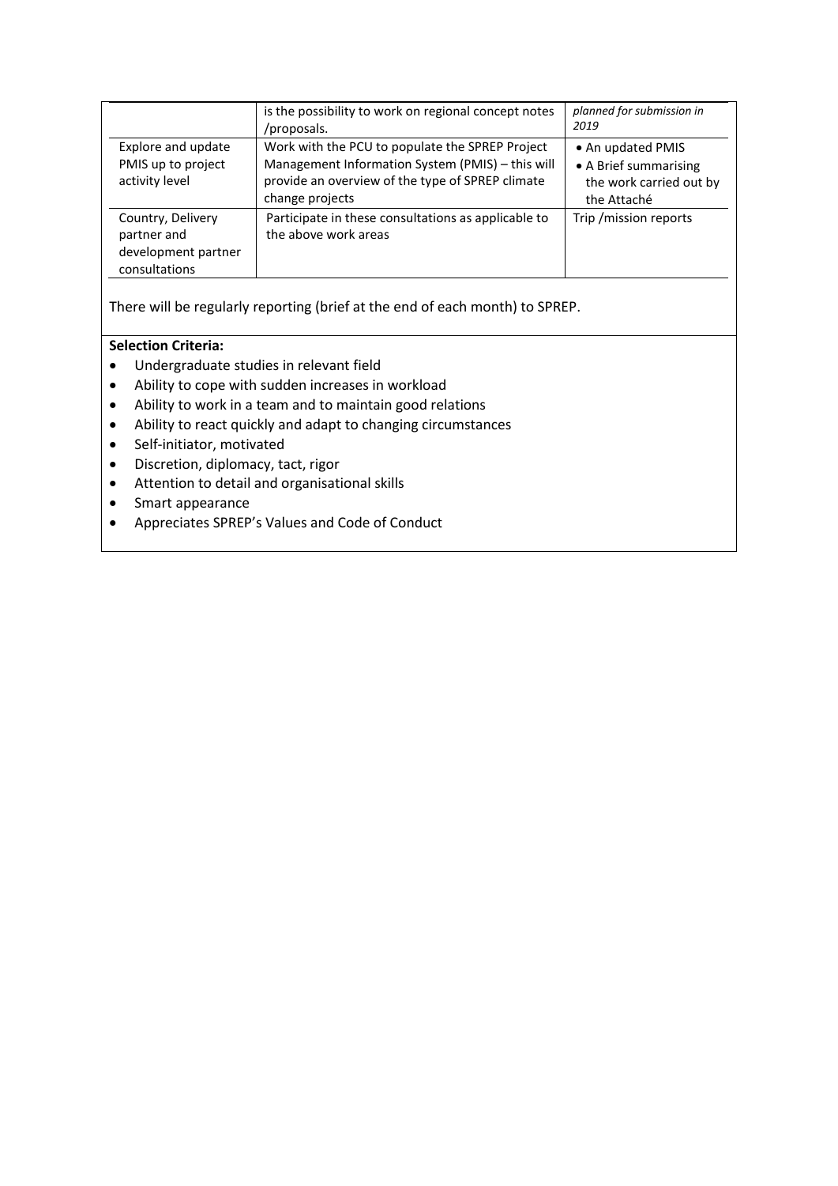| | | |
|---|---|---|
| | is the possibility to work on regional concept notes /proposals. | *planned for submission in 2019* |
| Explore and update PMIS up to project activity level | Work with the PCU to populate the SPREP Project Management Information System (PMIS) – this will provide an overview of the type of SPREP climate change projects | • An updated PMIS<br>• A Brief summarising the work carried out by the Attaché |
| Country, Delivery partner and development partner consultations | Participate in these consultations as applicable to the above work areas | Trip /mission reports |

There will be regularly reporting (brief at the end of each month) to SPREP.

**Selection Criteria:**

- Undergraduate studies in relevant field
- Ability to cope with sudden increases in workload
- Ability to work in a team and to maintain good relations
- Ability to react quickly and adapt to changing circumstances
- Self-initiator, motivated
- Discretion, diplomacy, tact, rigor
- Attention to detail and organisational skills
- Smart appearance
- Appreciates SPREP's Values and Code of Conduct